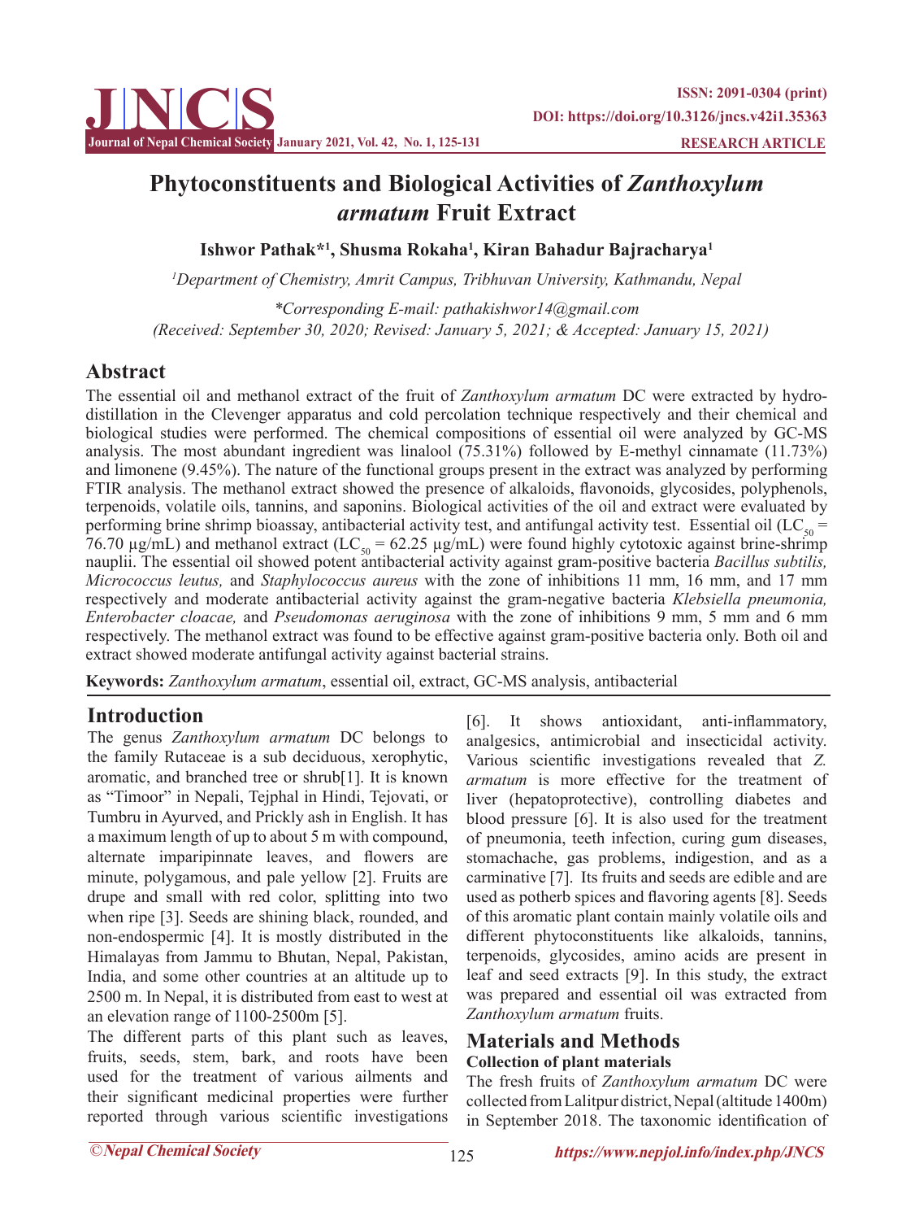# Phytoconstituents and Biological Activities of *Zanthoxylum armatum* Fruit Extract

**Ishwor Pathak*[1], Shusma Rokaha[1], Kiran Bahadur Bajracharya[1]**

[1]*Department of Chemistry, Amrit Campus, Tribhuvan University, Kathmandu, Nepal*

*\*Corresponding E-mail: pathakishwor14@gmail.com*

*(Received: September 30, 2020; Revised: January 5, 2021; & Accepted: January 15, 2021)*

## Abstract

The essential oil and methanol extract of the fruit of *Zanthoxylum armatum* DC were extracted by hydro-distillation in the Clevenger apparatus and cold percolation technique respectively and their chemical and biological studies were performed. The chemical compositions of essential oil were analyzed by GC-MS analysis. The most abundant ingredient was linalool (75.31%) followed by E-methyl cinnamate (11.73%) and limonene (9.45%). The nature of the functional groups present in the extract was analyzed by performing FTIR analysis. The methanol extract showed the presence of alkaloids, flavonoids, glycosides, polyphenols, terpenoids, volatile oils, tannins, and saponins. Biological activities of the oil and extract were evaluated by performing brine shrimp bioassay, antibacterial activity test, and antifungal activity test. Essential oil ($LC_{50}$ = 76.70 μg/mL) and methanol extract ($LC_{50}$ = 62.25 μg/mL) were found highly cytotoxic against brine-shrimp nauplii. The essential oil showed potent antibacterial activity against gram-positive bacteria *Bacillus subtilis, Micrococcus leutus,* and *Staphylococcus aureus* with the zone of inhibitions 11 mm, 16 mm, and 17 mm respectively and moderate antibacterial activity against the gram-negative bacteria *Klebsiella pneumonia, Enterobacter cloacae,* and *Pseudomonas aeruginosa* with the zone of inhibitions 9 mm, 5 mm and 6 mm respectively. The methanol extract was found to be effective against gram-positive bacteria only. Both oil and extract showed moderate antifungal activity against bacterial strains.

**Keywords:** *Zanthoxylum armatum*, essential oil, extract, GC-MS analysis, antibacterial

## Introduction

The genus *Zanthoxylum armatum* DC belongs to the family Rutaceae is a sub deciduous, xerophytic, aromatic, and branched tree or shrub[1]. It is known as "Timoor" in Nepali, Tejphal in Hindi, Tejovati, or Tumbru in Ayurved, and Prickly ash in English. It has a maximum length of up to about 5 m with compound, alternate imparipinnate leaves, and flowers are minute, polygamous, and pale yellow [2]. Fruits are drupe and small with red color, splitting into two when ripe [3]. Seeds are shining black, rounded, and non-endospermic [4]. It is mostly distributed in the Himalayas from Jammu to Bhutan, Nepal, Pakistan, India, and some other countries at an altitude up to 2500 m. In Nepal, it is distributed from east to west at an elevation range of 1100-2500m [5].

The different parts of this plant such as leaves, fruits, seeds, stem, bark, and roots have been used for the treatment of various ailments and their significant medicinal properties were further reported through various scientific investigations [6]. It shows antioxidant, anti-inflammatory, analgesics, antimicrobial and insecticidal activity. Various scientific investigations revealed that *Z. armatum* is more effective for the treatment of liver (hepatoprotective), controlling diabetes and blood pressure [6]. It is also used for the treatment of pneumonia, teeth infection, curing gum diseases, stomachache, gas problems, indigestion, and as a carminative [7]. Its fruits and seeds are edible and are used as potherb spices and flavoring agents [8]. Seeds of this aromatic plant contain mainly volatile oils and different phytoconstituents like alkaloids, tannins, terpenoids, glycosides, amino acids are present in leaf and seed extracts [9]. In this study, the extract was prepared and essential oil was extracted from *Zanthoxylum armatum* fruits.

## Materials and Methods

### Collection of plant materials

The fresh fruits of *Zanthoxylum armatum* DC were collected from Lalitpur district, Nepal (altitude 1400m) in September 2018. The taxonomic identification of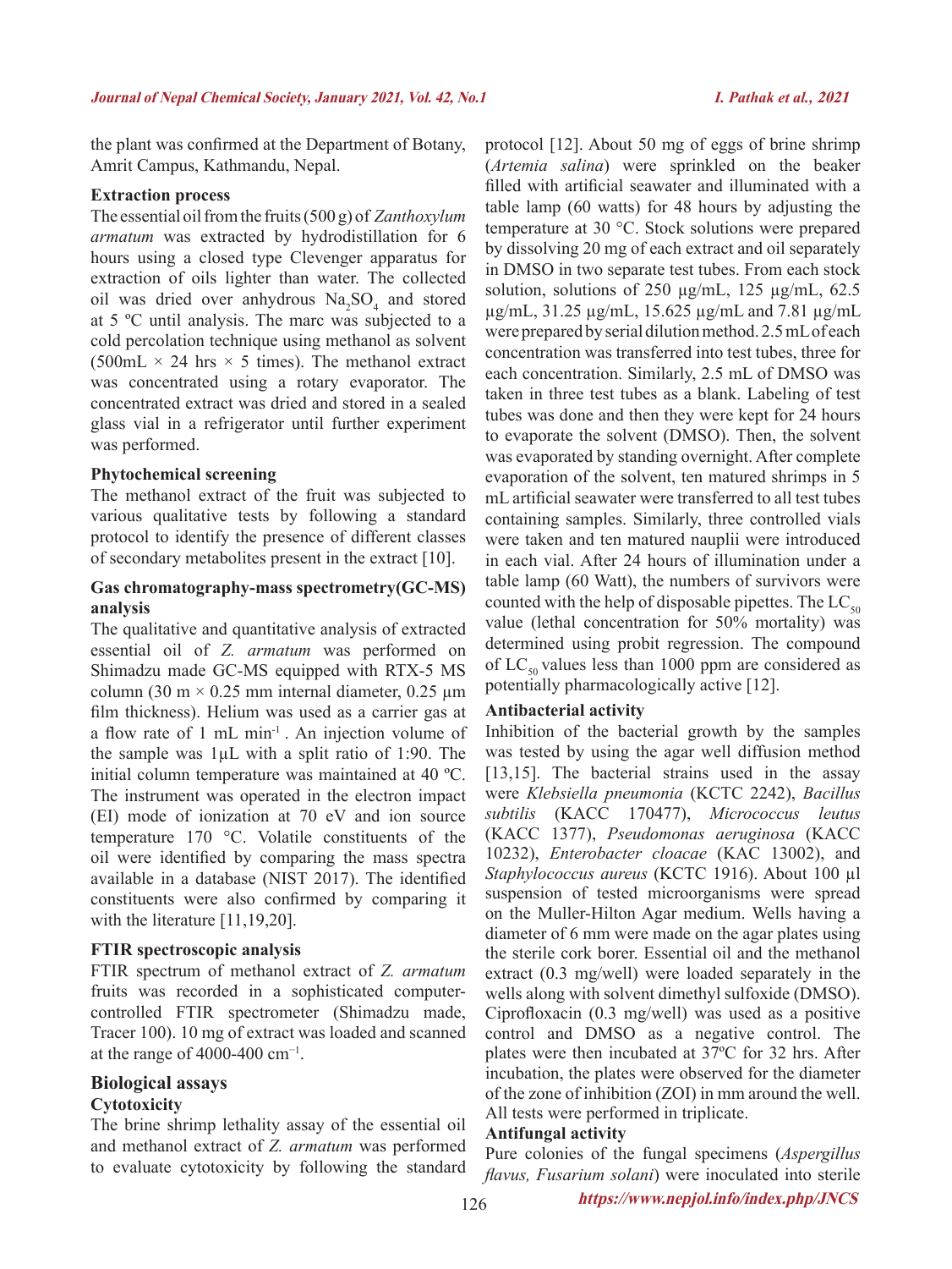the plant was confirmed at the Department of Botany, Amrit Campus, Kathmandu, Nepal.

**Extraction process**

The essential oil from the fruits (500 g) of *Zanthoxylum armatum* was extracted by hydrodistillation for 6 hours using a closed type Clevenger apparatus for extraction of oils lighter than water. The collected oil was dried over anhydrous $Na_2SO_4$ and stored at 5 ºC until analysis. The marc was subjected to a cold percolation technique using methanol as solvent (500mL × 24 hrs × 5 times). The methanol extract was concentrated using a rotary evaporator. The concentrated extract was dried and stored in a sealed glass vial in a refrigerator until further experiment was performed.

**Phytochemical screening**

The methanol extract of the fruit was subjected to various qualitative tests by following a standard protocol to identify the presence of different classes of secondary metabolites present in the extract [10].

**Gas chromatography-mass spectrometry(GC-MS) analysis**

The qualitative and quantitative analysis of extracted essential oil of *Z. armatum* was performed on Shimadzu made GC-MS equipped with RTX-5 MS column (30 m × 0.25 mm internal diameter, 0.25 µm film thickness). Helium was used as a carrier gas at a flow rate of 1 mL $min^{-1}$ . An injection volume of the sample was 1µL with a split ratio of 1:90. The initial column temperature was maintained at 40 ºC. The instrument was operated in the electron impact (EI) mode of ionization at 70 eV and ion source temperature 170 °C. Volatile constituents of the oil were identified by comparing the mass spectra available in a database (NIST 2017). The identified constituents were also confirmed by comparing it with the literature [11,19,20].

**FTIR spectroscopic analysis**

FTIR spectrum of methanol extract of *Z. armatum* fruits was recorded in a sophisticated computer-controlled FTIR spectrometer (Shimadzu made, Tracer 100). 10 mg of extract was loaded and scanned at the range of 4000-400 $cm^{-1}$.

## Biological assays

**Cytotoxicity**

The brine shrimp lethality assay of the essential oil and methanol extract of *Z. armatum* was performed to evaluate cytotoxicity by following the standard protocol [12]. About 50 mg of eggs of brine shrimp (*Artemia salina*) were sprinkled on the beaker filled with artificial seawater and illuminated with a table lamp (60 watts) for 48 hours by adjusting the temperature at 30 °C. Stock solutions were prepared by dissolving 20 mg of each extract and oil separately in DMSO in two separate test tubes. From each stock solution, solutions of 250 µg/mL, 125 µg/mL, 62.5 µg/mL, 31.25 µg/mL, 15.625 µg/mL and 7.81 µg/mL were prepared by serial dilution method. 2.5 mL of each concentration was transferred into test tubes, three for each concentration. Similarly, 2.5 mL of DMSO was taken in three test tubes as a blank. Labeling of test tubes was done and then they were kept for 24 hours to evaporate the solvent (DMSO). Then, the solvent was evaporated by standing overnight. After complete evaporation of the solvent, ten matured shrimps in 5 mL artificial seawater were transferred to all test tubes containing samples. Similarly, three controlled vials were taken and ten matured nauplii were introduced in each vial. After 24 hours of illumination under a table lamp (60 Watt), the numbers of survivors were counted with the help of disposable pipettes. The $LC_{50}$ value (lethal concentration for 50% mortality) was determined using probit regression. The compound of $LC_{50}$ values less than 1000 ppm are considered as potentially pharmacologically active [12].

**Antibacterial activity**

Inhibition of the bacterial growth by the samples was tested by using the agar well diffusion method [13,15]. The bacterial strains used in the assay were *Klebsiella pneumonia* (KCTC 2242), *Bacillus subtilis* (KACC 170477), *Micrococcus leutus* (KACC 1377), *Pseudomonas aeruginosa* (KACC 10232), *Enterobacter cloacae* (KAC 13002), and *Staphylococcus aureus* (KCTC 1916). About 100 µl suspension of tested microorganisms were spread on the Muller-Hilton Agar medium. Wells having a diameter of 6 mm were made on the agar plates using the sterile cork borer. Essential oil and the methanol extract (0.3 mg/well) were loaded separately in the wells along with solvent dimethyl sulfoxide (DMSO). Ciprofloxacin (0.3 mg/well) was used as a positive control and DMSO as a negative control. The plates were then incubated at 37ºC for 32 hrs. After incubation, the plates were observed for the diameter of the zone of inhibition (ZOI) in mm around the well. All tests were performed in triplicate.

**Antifungal activity**

Pure colonies of the fungal specimens (*Aspergillus flavus, Fusarium solani*) were inoculated into sterile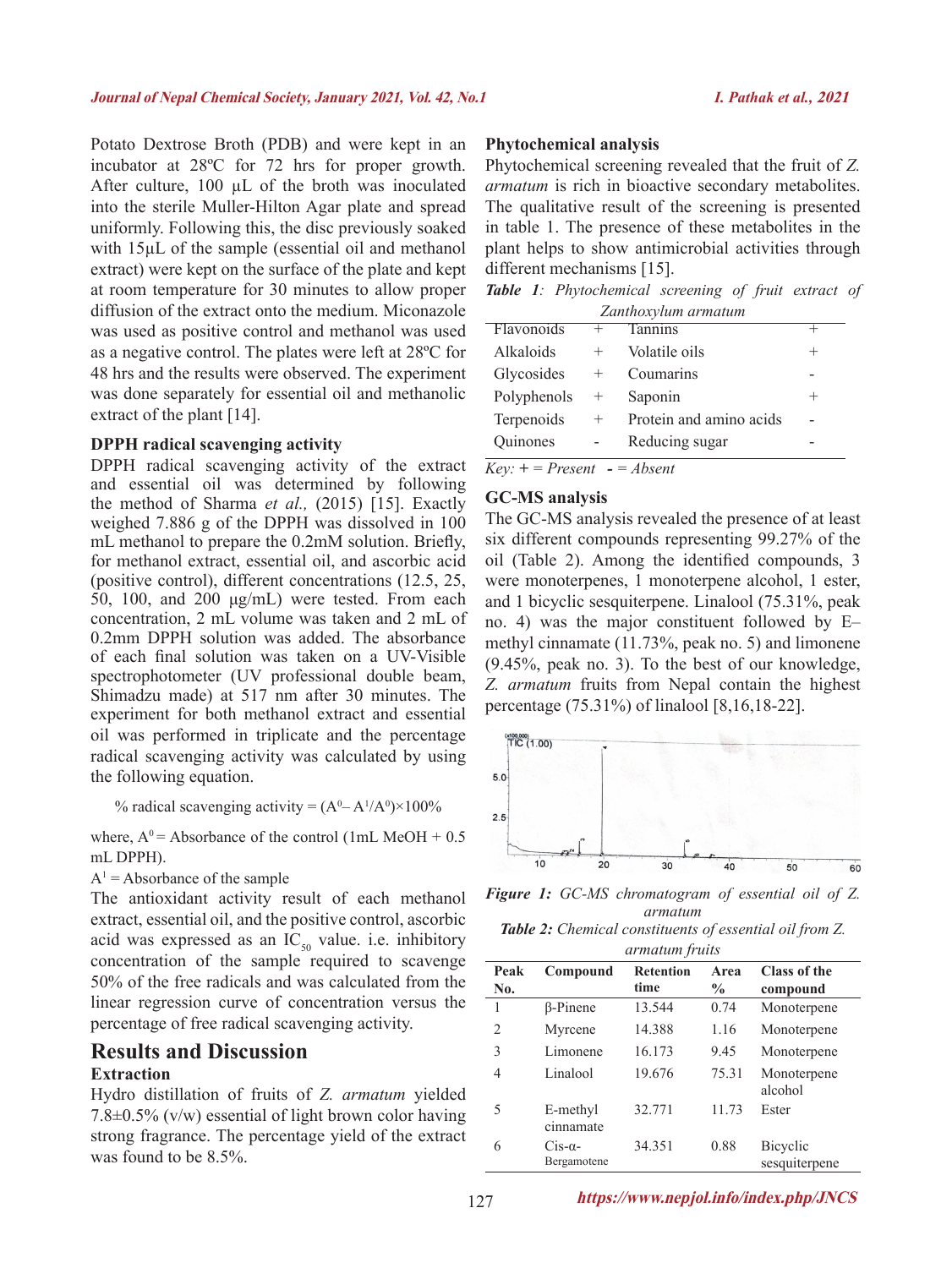Potato Dextrose Broth (PDB) and were kept in an incubator at 28ºC for 72 hrs for proper growth. After culture, 100 µL of the broth was inoculated into the sterile Muller-Hilton Agar plate and spread uniformly. Following this, the disc previously soaked with 15µL of the sample (essential oil and methanol extract) were kept on the surface of the plate and kept at room temperature for 30 minutes to allow proper diffusion of the extract onto the medium. Miconazole was used as positive control and methanol was used as a negative control. The plates were left at 28ºC for 48 hrs and the results were observed. The experiment was done separately for essential oil and methanolic extract of the plant [14].

### DPPH radical scavenging activity

DPPH radical scavenging activity of the extract and essential oil was determined by following the method of Sharma *et al.,* (2015) [15]. Exactly weighed 7.886 g of the DPPH was dissolved in 100 mL methanol to prepare the 0.2mM solution. Briefly, for methanol extract, essential oil, and ascorbic acid (positive control), different concentrations (12.5, 25, 50, 100, and 200 µg/mL) were tested. From each concentration, 2 mL volume was taken and 2 mL of 0.2mm DPPH solution was added. The absorbance of each final solution was taken on a UV-Visible spectrophotometer (UV professional double beam, Shimadzu made) at 517 nm after 30 minutes. The experiment for both methanol extract and essential oil was performed in triplicate and the percentage radical scavenging activity was calculated by using the following equation.

$$\% \text{ radical scavenging activity} = (A^0 - A^1/A^0)\times 100\%$$

where, $A^0$ = Absorbance of the control (1mL MeOH + 0.5 mL DPPH).

$A^1$ = Absorbance of the sample

The antioxidant activity result of each methanol extract, essential oil, and the positive control, ascorbic acid was expressed as an $IC_{50}$ value. i.e. inhibitory concentration of the sample required to scavenge 50% of the free radicals and was calculated from the linear regression curve of concentration versus the percentage of free radical scavenging activity.

## Results and Discussion

### Extraction

Hydro distillation of fruits of *Z. armatum* yielded 7.8±0.5% (v/w) essential of light brown color having strong fragrance. The percentage yield of the extract was found to be 8.5%.

### Phytochemical analysis

Phytochemical screening revealed that the fruit of *Z. armatum* is rich in bioactive secondary metabolites. The qualitative result of the screening is presented in table 1. The presence of these metabolites in the plant helps to show antimicrobial activities through different mechanisms [15].

***Table 1**: Phytochemical screening of fruit extract of Zanthoxylum armatum*

| | | | |
|---|---|---|---|
| Flavonoids | + | Tannins | + |
| Alkaloids | + | Volatile oils | + |
| Glycosides | + | Coumarins | - |
| Polyphenols | + | Saponin | + |
| Terpenoids | + | Protein and amino acids | - |
| Quinones | - | Reducing sugar | - |

*Key: + = Present - = Absent*

### GC-MS analysis

The GC-MS analysis revealed the presence of at least six different compounds representing 99.27% of the oil (Table 2). Among the identified compounds, 3 were monoterpenes, 1 monoterpene alcohol, 1 ester, and 1 bicyclic sesquiterpene. Linalool (75.31%, peak no. 4) was the major constituent followed by E–methyl cinnamate (11.73%, peak no. 5) and limonene (9.45%, peak no. 3). To the best of our knowledge, *Z. armatum* fruits from Nepal contain the highest percentage (75.31%) of linalool [8,16,18-22].

***Figure 1:** GC-MS chromatogram of essential oil of Z. armatum*

***Table 2:** Chemical constituents of essential oil from Z. armatum fruits*

| Peak No. | Compound | Retention time | Area % | Class of the compound |
|---|---|---|---|---|
| 1 | β-Pinene | 13.544 | 0.74 | Monoterpene |
| 2 | Myrcene | 14.388 | 1.16 | Monoterpene |
| 3 | Limonene | 16.173 | 9.45 | Monoterpene |
| 4 | Linalool | 19.676 | 75.31 | Monoterpene alcohol |
| 5 | E-methyl cinnamate | 32.771 | 11.73 | Ester |
| 6 | Cis-α-Bergamotene | 34.351 | 0.88 | Bicyclic sesquiterpene |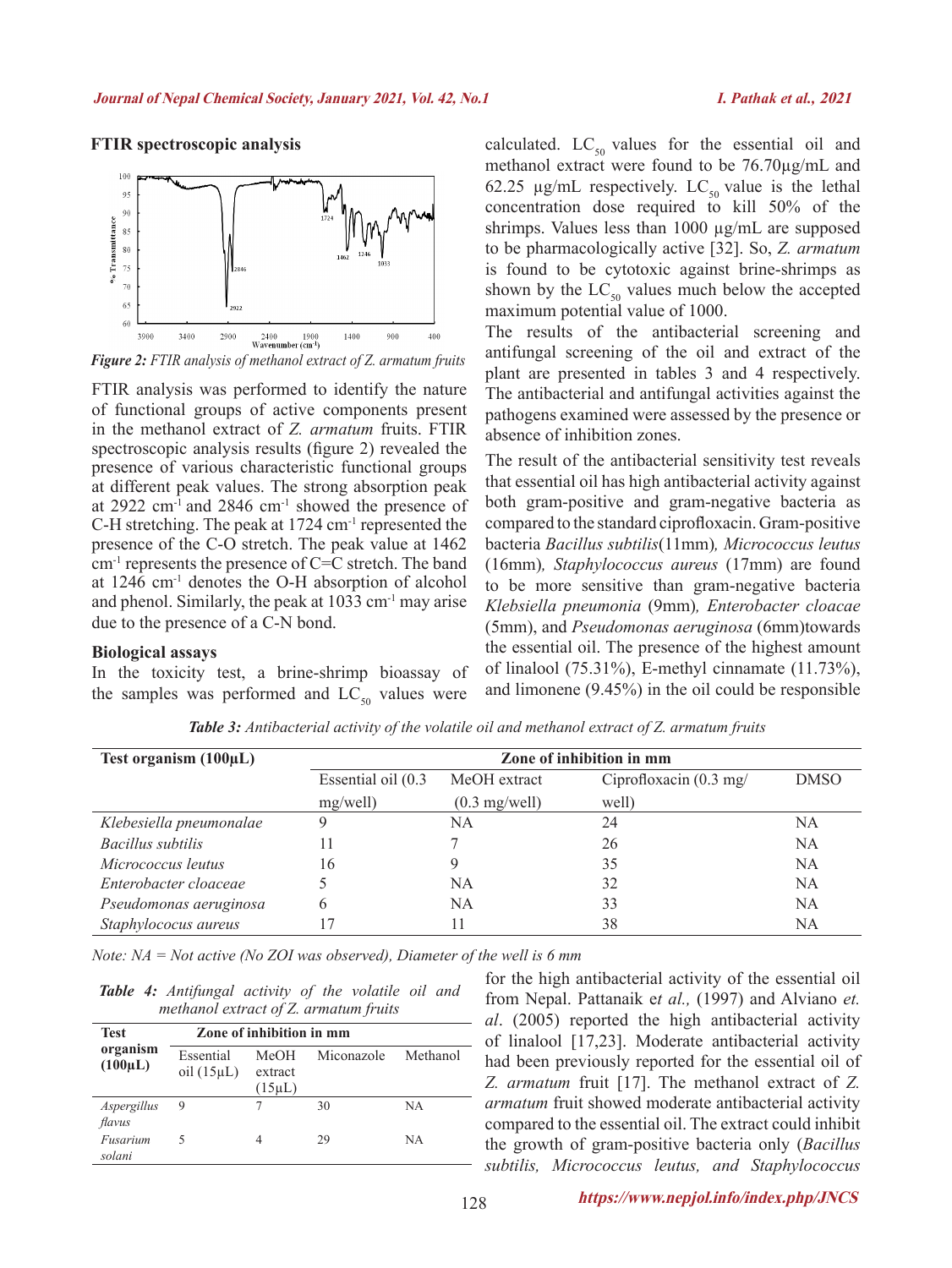### FTIR spectroscopic analysis

*Figure 2: FTIR analysis of methanol extract of Z. armatum fruits*

FTIR analysis was performed to identify the nature of functional groups of active components present in the methanol extract of *Z. armatum* fruits. FTIR spectroscopic analysis results (figure 2) revealed the presence of various characteristic functional groups at different peak values. The strong absorption peak at 2922 $cm^{-1}$ and 2846 $cm^{-1}$ showed the presence of C-H stretching. The peak at 1724 $cm^{-1}$ represented the presence of the C-O stretch. The peak value at 1462 $cm^{-1}$ represents the presence of C=C stretch. The band at 1246 $cm^{-1}$ denotes the O-H absorption of alcohol and phenol. Similarly, the peak at 1033 $cm^{-1}$ may arise due to the presence of a C-N bond.

### Biological assays

In the toxicity test, a brine-shrimp bioassay of the samples was performed and $LC_{50}$ values were calculated. $LC_{50}$ values for the essential oil and methanol extract were found to be 76.70µg/mL and 62.25 µg/mL respectively. $LC_{50}$ value is the lethal concentration dose required to kill 50% of the shrimps. Values less than 1000 µg/mL are supposed to be pharmacologically active [32]. So, *Z. armatum* is found to be cytotoxic against brine-shrimps as shown by the $LC_{50}$ values much below the accepted maximum potential value of 1000.

The results of the antibacterial screening and antifungal screening of the oil and extract of the plant are presented in tables 3 and 4 respectively. The antibacterial and antifungal activities against the pathogens examined were assessed by the presence or absence of inhibition zones.

The result of the antibacterial sensitivity test reveals that essential oil has high antibacterial activity against both gram-positive and gram-negative bacteria as compared to the standard ciprofloxacin. Gram-positive bacteria *Bacillus subtilis*(11mm)*, Micrococcus leutus* (16mm)*, Staphylococcus aureus* (17mm) are found to be more sensitive than gram-negative bacteria *Klebsiella pneumonia* (9mm)*, Enterobacter cloacae* (5mm), and *Pseudomonas aeruginosa* (6mm)towards the essential oil. The presence of the highest amount of linalool (75.31%), E-methyl cinnamate (11.73%), and limonene (9.45%) in the oil could be responsible for the high antibacterial activity of the essential oil from Nepal. Pattanaik e*t al.,* (1997) and Alviano *et. al*. (2005) reported the high antibacterial activity of linalool [17,23]. Moderate antibacterial activity had been previously reported for the essential oil of *Z. armatum* fruit [17]. The methanol extract of *Z. armatum* fruit showed moderate antibacterial activity compared to the essential oil. The extract could inhibit the growth of gram-positive bacteria only (*Bacillus subtilis, Micrococcus leutus, and Staphylococcus*

***Table 3:*** *Antibacterial activity of the volatile oil and methanol extract of Z. armatum fruits*

| Test organism (100µL) | Zone of inhibition in mm | | | |
|---|---|---|---|---|
| | Essential oil (0.3 mg/well) | MeOH extract (0.3 mg/well) | Ciprofloxacin (0.3 mg/well) | DMSO |
| *Klebesiella pneumonalae* | 9 | NA | 24 | NA |
| *Bacillus subtilis* | 11 | 7 | 26 | NA |
| *Micrococcus leutus* | 16 | 9 | 35 | NA |
| *Enterobacter cloaceae* | 5 | NA | 32 | NA |
| *Pseudomonas aeruginosa* | 6 | NA | 33 | NA |
| *Staphylococus aureus* | 17 | 11 | 38 | NA |

*Note: NA = Not active (No ZOI was observed), Diameter of the well is 6 mm*

***Table 4:*** *Antifungal activity of the volatile oil and methanol extract of Z. armatum fruits*

| Test organism (100µL) | Zone of inhibition in mm | | | |
|---|---|---|---|---|
| | Essential oil (15µL) | MeOH extract (15µL) | Miconazole | Methanol |
| *Aspergillus flavus* | 9 | 7 | 30 | NA |
| *Fusarium solani* | 5 | 4 | 29 | NA |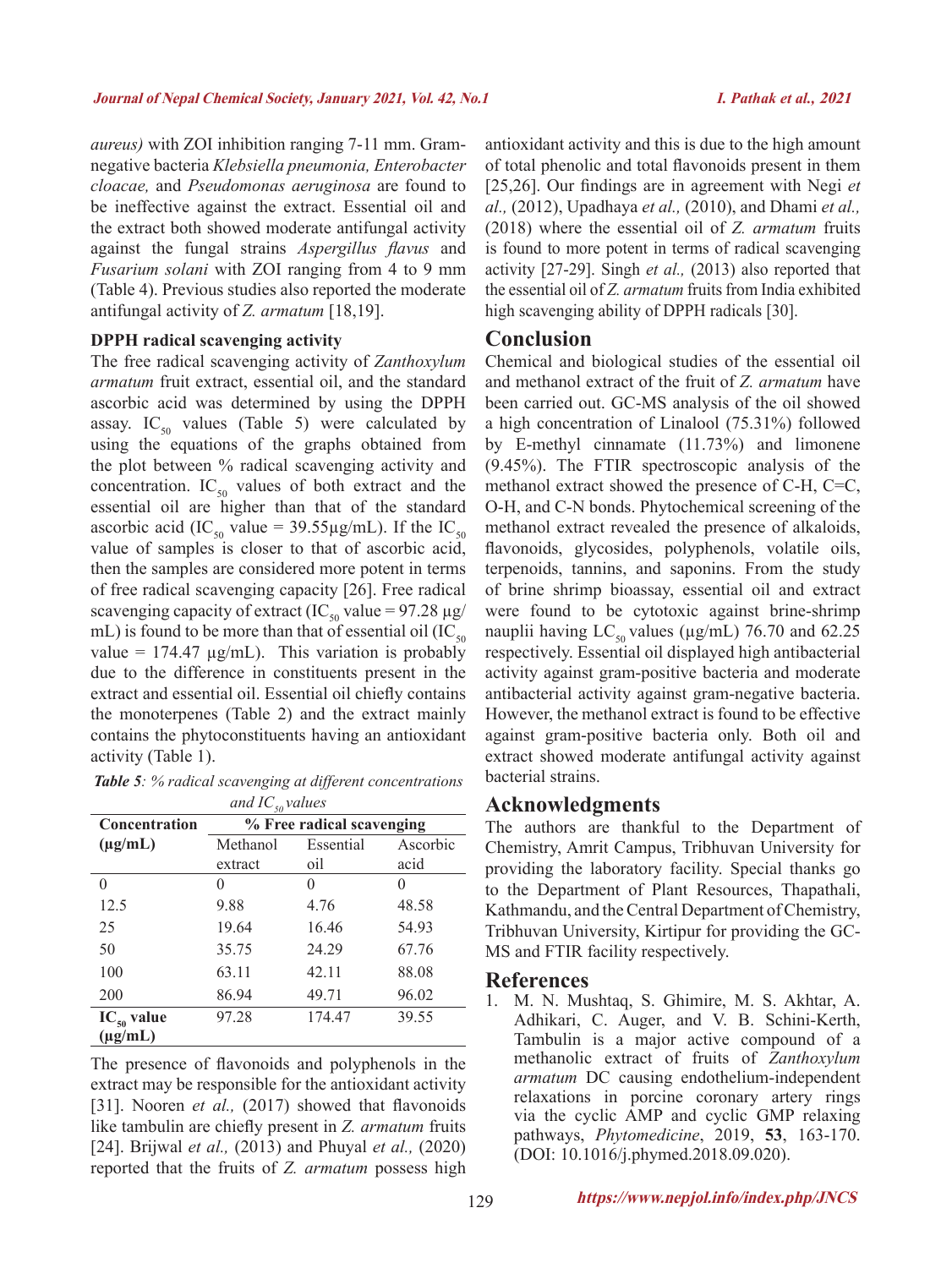*aureus)* with ZOI inhibition ranging 7-11 mm. Gram-negative bacteria *Klebsiella pneumonia, Enterobacter cloacae,* and *Pseudomonas aeruginosa* are found to be ineffective against the extract. Essential oil and the extract both showed moderate antifungal activity against the fungal strains *Aspergillus flavus* and *Fusarium solani* with ZOI ranging from 4 to 9 mm (Table 4). Previous studies also reported the moderate antifungal activity of *Z. armatum* [18,19].

### DPPH radical scavenging activity

The free radical scavenging activity of *Zanthoxylum armatum* fruit extract, essential oil, and the standard ascorbic acid was determined by using the DPPH assay. $IC_{50}$ values (Table 5) were calculated by using the equations of the graphs obtained from the plot between % radical scavenging activity and concentration. $IC_{50}$ values of both extract and the essential oil are higher than that of the standard ascorbic acid ($IC_{50}$ value = 39.55μg/mL). If the $IC_{50}$ value of samples is closer to that of ascorbic acid, then the samples are considered more potent in terms of free radical scavenging capacity [26]. Free radical scavenging capacity of extract ($IC_{50}$ value = 97.28 μg/mL) is found to be more than that of essential oil ($IC_{50}$ value = 174.47 μg/mL). This variation is probably due to the difference in constituents present in the extract and essential oil. Essential oil chiefly contains the monoterpenes (Table 2) and the extract mainly contains the phytoconstituents having an antioxidant activity (Table 1).

***Table 5**: % radical scavenging at different concentrations and $IC_{50}$ values*

| Concentration (μg/mL) | % Free radical scavenging | | |
|---|---|---|---|
| | Methanol extract | Essential oil | Ascorbic acid |
| 0 | 0 | 0 | 0 |
| 12.5 | 9.88 | 4.76 | 48.58 |
| 25 | 19.64 | 16.46 | 54.93 |
| 50 | 35.75 | 24.29 | 67.76 |
| 100 | 63.11 | 42.11 | 88.08 |
| 200 | 86.94 | 49.71 | 96.02 |
| **$IC_{50}$ value (μg/mL)** | 97.28 | 174.47 | 39.55 |

The presence of flavonoids and polyphenols in the extract may be responsible for the antioxidant activity [31]. Nooren *et al.,* (2017) showed that flavonoids like tambulin are chiefly present in *Z. armatum* fruits [24]. Brijwal *et al.,* (2013) and Phuyal *et al.,* (2020) reported that the fruits of *Z. armatum* possess high antioxidant activity and this is due to the high amount of total phenolic and total flavonoids present in them [25,26]. Our findings are in agreement with Negi *et al.,* (2012), Upadhaya *et al.,* (2010), and Dhami *et al.,* (2018) where the essential oil of *Z. armatum* fruits is found to more potent in terms of radical scavenging activity [27-29]. Singh *et al.,* (2013) also reported that the essential oil of *Z. armatum* fruits from India exhibited high scavenging ability of DPPH radicals [30].

## Conclusion

Chemical and biological studies of the essential oil and methanol extract of the fruit of *Z. armatum* have been carried out. GC-MS analysis of the oil showed a high concentration of Linalool (75.31%) followed by E-methyl cinnamate (11.73%) and limonene (9.45%). The FTIR spectroscopic analysis of the methanol extract showed the presence of C-H, C=C, O-H, and C-N bonds. Phytochemical screening of the methanol extract revealed the presence of alkaloids, flavonoids, glycosides, polyphenols, volatile oils, terpenoids, tannins, and saponins. From the study of brine shrimp bioassay, essential oil and extract were found to be cytotoxic against brine-shrimp nauplii having $LC_{50}$ values (μg/mL) 76.70 and 62.25 respectively. Essential oil displayed high antibacterial activity against gram-positive bacteria and moderate antibacterial activity against gram-negative bacteria. However, the methanol extract is found to be effective against gram-positive bacteria only. Both oil and extract showed moderate antifungal activity against bacterial strains.

## Acknowledgments

The authors are thankful to the Department of Chemistry, Amrit Campus, Tribhuvan University for providing the laboratory facility. Special thanks go to the Department of Plant Resources, Thapathali, Kathmandu, and the Central Department of Chemistry, Tribhuvan University, Kirtipur for providing the GC-MS and FTIR facility respectively.

## References

1. M. N. Mushtaq, S. Ghimire, M. S. Akhtar, A. Adhikari, C. Auger, and V. B. Schini-Kerth, Tambulin is a major active compound of a methanolic extract of fruits of *Zanthoxylum armatum* DC causing endothelium-independent relaxations in porcine coronary artery rings via the cyclic AMP and cyclic GMP relaxing pathways, *Phytomedicine*, 2019, **53**, 163-170. (DOI: 10.1016/j.phymed.2018.09.020).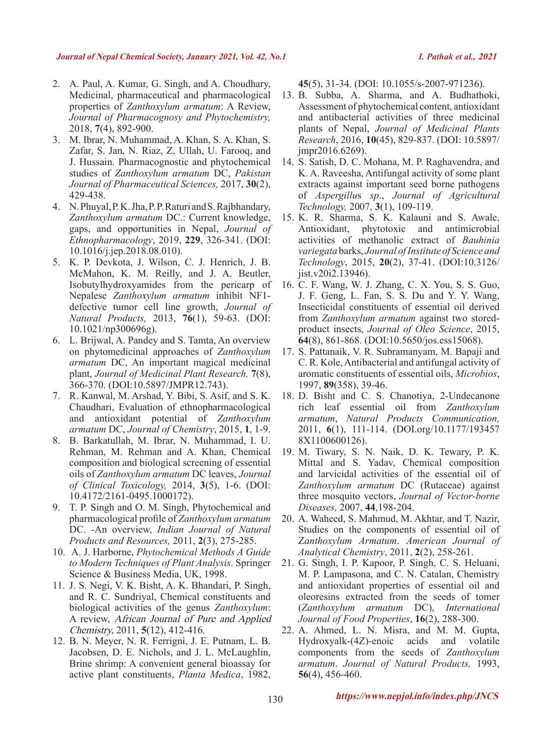2. A. Paul, A. Kumar, G. Singh, and A. Choudhary, Medicinal, pharmaceutical and pharmacological properties of *Zanthoxylum armatum*: A Review, *Journal of Pharmacognosy and Phytochemistry,* 2018, **7**(4), 892-900.
3. M. Ibrar, N. Muhammad, A. Khan, S. A. Khan, S. Zafar, S. Jan, N. Riaz, Z. Ullah, U. Farooq, and J. Hussain. Pharmacognostic and phytochemical studies of *Zanthoxylum armatum* DC, *Pakistan Journal of Pharmaceutical Sciences,* 2017, **30**(2), 429-438.
4. N. Phuyal, P. K. Jha, P. P. Raturi and S. Rajbhandary, *Zanthoxylum armatum* DC.: Current knowledge, gaps, and opportunities in Nepal, *Journal of Ethnopharmacology*, 2019, **229**, 326-341. (DOI: 10.1016/j.jep.2018.08.010).
5. K. P. Devkota, J. Wilson, C. J. Henrich, J. B. McMahon, K. M. Reilly, and J. A. Beutler, Isobutylhydroxyamides from the pericarp of Nepalese *Zanthoxylum armatum* inhibit NF1-defective tumor cell line growth, *Journal of Natural Products,* 2013, **76**(1), 59-63. (DOI: 10.1021/np300696g).
6. L. Brijwal, A. Pandey and S. Tamta, An overview on phytomedicinal approaches of *Zanthoxylum armatum* DC, An important magical medicinal plant, *Journal of Medicinal Plant Research,* **7**(8), 366-370. (DOI:10.5897/JMPR12.743).
7. R. Kanwal, M. Arshad, Y. Bibi, S. Asif, and S. K. Chaudhari, Evaluation of ethnopharmacological and antioxidant potential of *Zanthoxylum armatum* DC, *Journal of Chemistry*, 2015, **1**, 1-9.
8. B. Barkatullah, M. Ibrar, N. Muhammad, I. U. Rehman, M. Rehman and A. Khan, Chemical composition and biological screening of essential oils of *Zanthoxylum armatum* DC leaves, *Journal of Clinical Toxicology,* 2014, **3**(5), 1-6. (DOI: 10.4172/2161-0495.1000172).
9. T. P. Singh and O. M. Singh, Phytochemical and pharmacological profile of *Zanthoxylum armatum* DC. -An overview, *Indian Journal of Natural Products and Resources,* 2011, **2**(3), 275-285.
10. A. J. Harborne, *Phytochemical Methods A Guide to Modern Techniques of Plant Analysis*. Springer Science & Business Media, UK, 1998.
11. J. S. Negi, V. K. Bisht, A. K. Bhandari, P. Singh, and R. C. Sundriyal, Chemical constituents and biological activities of the genus *Zanthoxylum*: A review, *African Journal of Pure and Applied Chemistry,* 2011, **5**(12), 412-416.
12. B. N. Meyer, N. R. Ferrigni, J. E. Putnam, L. B. Jacobsen, D. E. Nichols, and J. L. McLaughlin, Brine shrimp: A convenient general bioassay for active plant constituents, *Planta Medica*, 1982, **45**(5), 31-34. (DOI: 10.1055/s-2007-971236).
13. B. Subba, A. Sharma, and A. Budhathoki, Assessment of phytochemical content, antioxidant and antibacterial activities of three medicinal plants of Nepal, *Journal of Medicinal Plants Research*, 2016, **10**(45), 829-837. (DOI: 10.5897/jmpr2016.6269).
14. S. Satish, D. C. Mohana, M. P. Raghavendra, and K. A. Raveesha, Antifungal activity of some plant extracts against important seed borne pathogens of *Aspergillus sp*., *Journal of Agricultural Technology,* 2007, **3**(1), 109-119.
15. K. R. Sharma, S. K. Kalauni and S. Awale, Antioxidant, phytotoxic and antimicrobial activities of methanolic extract of *Bauhinia variegata* barks, *Journal of Institute of Science and Technology*, 2015, **20**(2), 37-41. (DOI:10.3126/jist.v20i2.13946).
16. C. F. Wang, W. J. Zhang, C. X. You, S. S. Guo, J. F. Geng, L. Fan, S. S. Du and Y. Y. Wang, Insecticidal constituents of essential oil derived from *Zanthoxylum armatum* against two stored-product insects, *Journal of Oleo Science*, 2015, **64**(8), 861-868. (DOI:10.5650/jos.ess15068).
17. S. Pattanaik, V. R. Subramanyam, M. Bapaji and C. R. Kole, Antibacterial and antifungal activity of aromatic constituents of essential oils, *Microbios*, 1997, **89**(358), 39-46.
18. D. Bisht and C. S. Chanotiya, 2-Undecanone rich leaf essential oil from *Zanthoxylum armatum*, *Natural Products Communication,* 2011, **6**(1), 111-114. (DOI.org/10.1177/1934578X1100600126).
19. M. Tiwary, S. N. Naik, D. K. Tewary, P. K. Mittal and S. Yadav, Chemical composition and larvicidal activities of the essential oil of *Zanthoxylum armatum* DC (Rutaceae) against three mosquito vectors, *Journal of Vector-borne Diseases,* 2007, **44**,198-204.
20. A. Waheed, S. Mahmud, M. Akhtar, and T. Nazir, Studies on the components of essential oil of *Zanthoxylum Armatum*. *American Journal of Analytical Chemistry*, 2011, **2**(2), 258-261.
21. G. Singh, I. P. Kapoor, P. Singh, C. S. Heluani, M. P. Lampasona, and C. N. Catalan, Chemistry and antioxidant properties of essential oil and oleoresins extracted from the seeds of tomer (*Zanthoxylum armatum* DC), *International Journal of Food Properties*, **16**(2), 288-300.
22. A. Ahmed, L. N. Misra, and M. M. Gupta, Hydroxyalk-(4Z)-enoic acids and volatile components from the seeds of *Zanthoxylum armatum*. *Journal of Natural Products,* 1993, **56**(4), 456-460.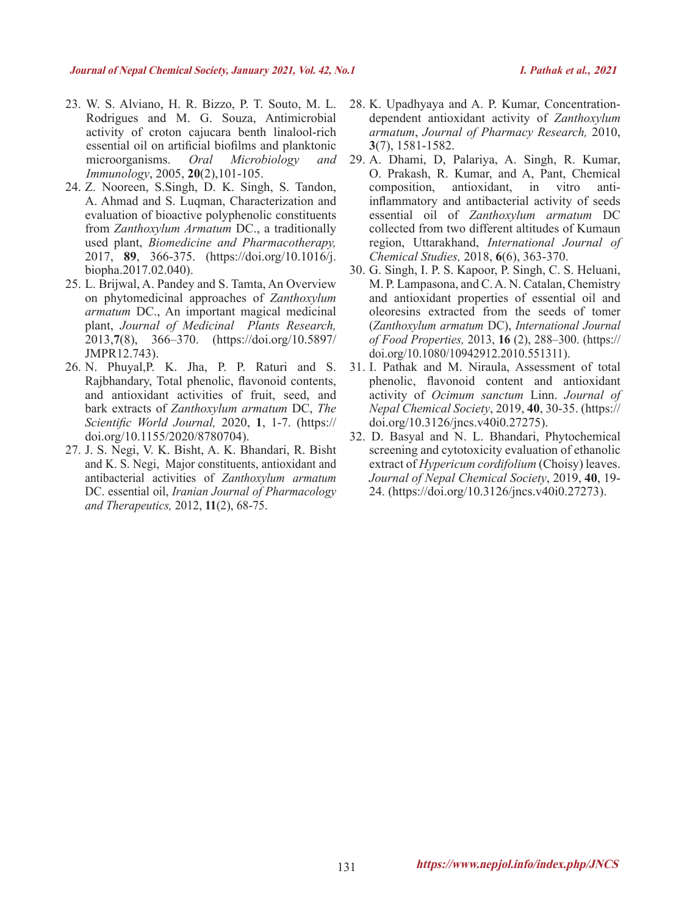23. W. S. Alviano, H. R. Bizzo, P. T. Souto, M. L. Rodrigues and M. G. Souza, Antimicrobial activity of croton cajucara benth linalool-rich essential oil on artificial biofilms and planktonic microorganisms. *Oral Microbiology and Immunology*, 2005, **20**(2),101-105.
24. Z. Nooreen, S.Singh, D. K. Singh, S. Tandon, A. Ahmad and S. Luqman, Characterization and evaluation of bioactive polyphenolic constituents from *Zanthoxylum Armatum* DC., a traditionally used plant, *Biomedicine and Pharmacotherapy,* 2017, **89**, 366-375. (https://doi.org/10.1016/j.biopha.2017.02.040).
25. L. Brijwal, A. Pandey and S. Tamta, An Overview on phytomedicinal approaches of *Zanthoxylum armatum* DC., An important magical medicinal plant, *Journal of Medicinal Plants Research,* 2013,**7**(8), 366–370. (https://doi.org/10.5897/JMPR12.743).
26. N. Phuyal,P. K. Jha, P. P. Raturi and S. Rajbhandary, Total phenolic, flavonoid contents, and antioxidant activities of fruit, seed, and bark extracts of *Zanthoxylum armatum* DC, *The Scientific World Journal,* 2020, **1**, 1-7. (https://doi.org/10.1155/2020/8780704).
27. J. S. Negi, V. K. Bisht, A. K. Bhandari, R. Bisht and K. S. Negi, Major constituents, antioxidant and antibacterial activities of *Zanthoxylum armatum* DC. essential oil, *Iranian Journal of Pharmacology and Therapeutics,* 2012, **11**(2), 68-75.
28. K. Upadhyaya and A. P. Kumar, Concentration-dependent antioxidant activity of *Zanthoxylum armatum*, *Journal of Pharmacy Research,* 2010, **3**(7), 1581-1582.
29. A. Dhami, D, Palariya, A. Singh, R. Kumar, O. Prakash, R. Kumar, and A, Pant, Chemical composition, antioxidant, in vitro anti-inflammatory and antibacterial activity of seeds essential oil of *Zanthoxylum armatum* DC collected from two different altitudes of Kumaun region, Uttarakhand, *International Journal of Chemical Studies,* 2018, **6**(6), 363-370.
30. G. Singh, I. P. S. Kapoor, P. Singh, C. S. Heluani, M. P. Lampasona, and C. A. N. Catalan, Chemistry and antioxidant properties of essential oil and oleoresins extracted from the seeds of tomer (*Zanthoxylum armatum* DC), *International Journal of Food Properties,* 2013, **16** (2), 288–300. (https://doi.org/10.1080/10942912.2010.551311).
31. I. Pathak and M. Niraula, Assessment of total phenolic, flavonoid content and antioxidant activity of *Ocimum sanctum* Linn. *Journal of Nepal Chemical Society*, 2019, **40**, 30-35. (https://doi.org/10.3126/jncs.v40i0.27275).
32. D. Basyal and N. L. Bhandari, Phytochemical screening and cytotoxicity evaluation of ethanolic extract of *Hypericum cordifolium* (Choisy) leaves. *Journal of Nepal Chemical Society*, 2019, **40**, 19-24. (https://doi.org/10.3126/jncs.v40i0.27273).